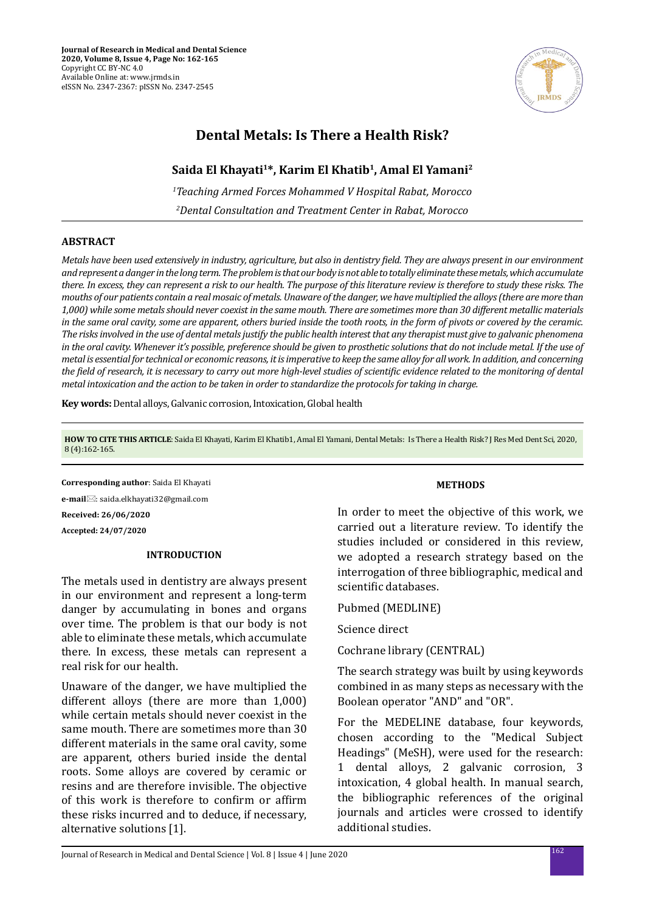**Journal of Research in Medical and Dental Science**
**2020, Volume 8, Issue 4, Page No: 162-165**
Copyright CC BY-NC 4.0
Available Online at: www.jrmds.in
eISSN No. 2347-2367: pISSN No. 2347-2545

# Dental Metals: Is There a Health Risk?

**Saida El Khayati[1]\*, Karim El Khatib[1], Amal El Yamani[2]**

*[1]Teaching Armed Forces Mohammed V Hospital Rabat, Morocco*

*[2]Dental Consultation and Treatment Center in Rabat, Morocco*

## ABSTRACT

*Metals have been used extensively in industry, agriculture, but also in dentistry field. They are always present in our environment and represent a danger in the long term. The problem is that our body is not able to totally eliminate these metals, which accumulate there. In excess, they can represent a risk to our health. The purpose of this literature review is therefore to study these risks. The mouths of our patients contain a real mosaic of metals. Unaware of the danger, we have multiplied the alloys (there are more than 1,000) while some metals should never coexist in the same mouth. There are sometimes more than 30 different metallic materials in the same oral cavity, some are apparent, others buried inside the tooth roots, in the form of pivots or covered by the ceramic. The risks involved in the use of dental metals justify the public health interest that any therapist must give to galvanic phenomena in the oral cavity. Whenever it's possible, preference should be given to prosthetic solutions that do not include metal. If the use of metal is essential for technical or economic reasons, it is imperative to keep the same alloy for all work. In addition, and concerning the field of research, it is necessary to carry out more high-level studies of scientific evidence related to the monitoring of dental metal intoxication and the action to be taken in order to standardize the protocols for taking in charge.*

**Key words:** Dental alloys, Galvanic corrosion, Intoxication, Global health

**HOW TO CITE THIS ARTICLE**: Saida El Khayati, Karim El Khatib1, Amal El Yamani, Dental Metals: Is There a Health Risk? J Res Med Dent Sci, 2020, 8 (4):162-165.

**Corresponding author**: Saida El Khayati

**e-mail**: saida.elkhayati32@gmail.com

**Received: 26/06/2020**

**Accepted: 24/07/2020**

## INTRODUCTION

The metals used in dentistry are always present in our environment and represent a long-term danger by accumulating in bones and organs over time. The problem is that our body is not able to eliminate these metals, which accumulate there. In excess, these metals can represent a real risk for our health.

Unaware of the danger, we have multiplied the different alloys (there are more than 1,000) while certain metals should never coexist in the same mouth. There are sometimes more than 30 different materials in the same oral cavity, some are apparent, others buried inside the dental roots. Some alloys are covered by ceramic or resins and are therefore invisible. The objective of this work is therefore to confirm or affirm these risks incurred and to deduce, if necessary, alternative solutions [1].

## METHODS

In order to meet the objective of this work, we carried out a literature review. To identify the studies included or considered in this review, we adopted a research strategy based on the interrogation of three bibliographic, medical and scientific databases.

Pubmed (MEDLINE)

Science direct

Cochrane library (CENTRAL)

The search strategy was built by using keywords combined in as many steps as necessary with the Boolean operator "AND" and "OR".

For the MEDELINE database, four keywords, chosen according to the "Medical Subject Headings" (MeSH), were used for the research: 1 dental alloys, 2 galvanic corrosion, 3 intoxication, 4 global health. In manual search, the bibliographic references of the original journals and articles were crossed to identify additional studies.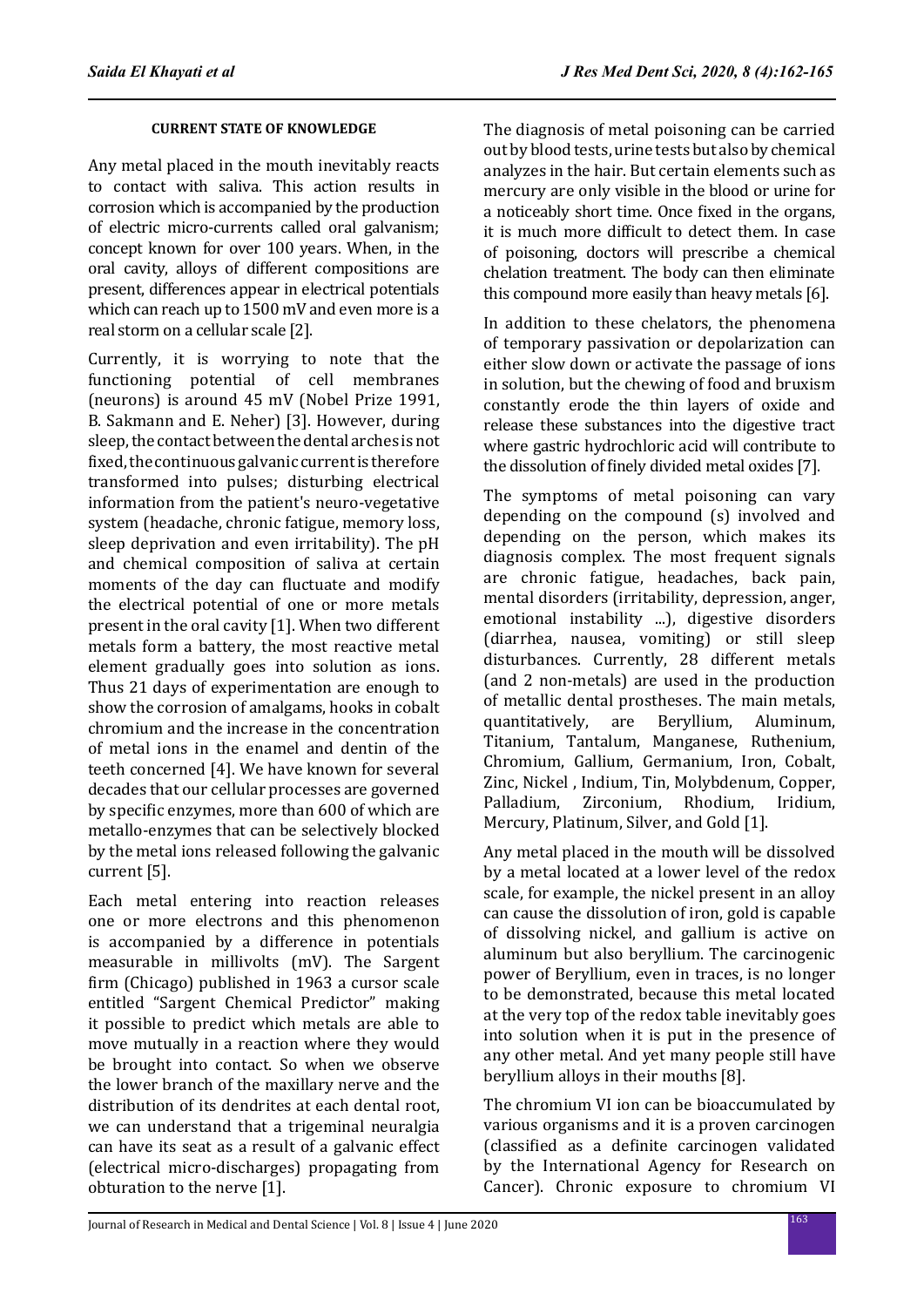#### CURRENT STATE OF KNOWLEDGE

Any metal placed in the mouth inevitably reacts to contact with saliva. This action results in corrosion which is accompanied by the production of electric micro-currents called oral galvanism; concept known for over 100 years. When, in the oral cavity, alloys of different compositions are present, differences appear in electrical potentials which can reach up to 1500 mV and even more is a real storm on a cellular scale [2].

Currently, it is worrying to note that the functioning potential of cell membranes (neurons) is around 45 mV (Nobel Prize 1991, B. Sakmann and E. Neher) [3]. However, during sleep, the contact between the dental arches is not fixed, the continuous galvanic current is therefore transformed into pulses; disturbing electrical information from the patient's neuro-vegetative system (headache, chronic fatigue, memory loss, sleep deprivation and even irritability). The pH and chemical composition of saliva at certain moments of the day can fluctuate and modify the electrical potential of one or more metals present in the oral cavity [1]. When two different metals form a battery, the most reactive metal element gradually goes into solution as ions. Thus 21 days of experimentation are enough to show the corrosion of amalgams, hooks in cobalt chromium and the increase in the concentration of metal ions in the enamel and dentin of the teeth concerned [4]. We have known for several decades that our cellular processes are governed by specific enzymes, more than 600 of which are metallo-enzymes that can be selectively blocked by the metal ions released following the galvanic current [5].

Each metal entering into reaction releases one or more electrons and this phenomenon is accompanied by a difference in potentials measurable in millivolts (mV). The Sargent firm (Chicago) published in 1963 a cursor scale entitled "Sargent Chemical Predictor" making it possible to predict which metals are able to move mutually in a reaction where they would be brought into contact. So when we observe the lower branch of the maxillary nerve and the distribution of its dendrites at each dental root, we can understand that a trigeminal neuralgia can have its seat as a result of a galvanic effect (electrical micro-discharges) propagating from obturation to the nerve [1].

The diagnosis of metal poisoning can be carried out by blood tests, urine tests but also by chemical analyzes in the hair. But certain elements such as mercury are only visible in the blood or urine for a noticeably short time. Once fixed in the organs, it is much more difficult to detect them. In case of poisoning, doctors will prescribe a chemical chelation treatment. The body can then eliminate this compound more easily than heavy metals [6].

In addition to these chelators, the phenomena of temporary passivation or depolarization can either slow down or activate the passage of ions in solution, but the chewing of food and bruxism constantly erode the thin layers of oxide and release these substances into the digestive tract where gastric hydrochloric acid will contribute to the dissolution of finely divided metal oxides [7].

The symptoms of metal poisoning can vary depending on the compound (s) involved and depending on the person, which makes its diagnosis complex. The most frequent signals are chronic fatigue, headaches, back pain, mental disorders (irritability, depression, anger, emotional instability ...), digestive disorders (diarrhea, nausea, vomiting) or still sleep disturbances. Currently, 28 different metals (and 2 non-metals) are used in the production of metallic dental prostheses. The main metals, quantitatively, are Beryllium, Aluminum, Titanium, Tantalum, Manganese, Ruthenium, Chromium, Gallium, Germanium, Iron, Cobalt, Zinc, Nickel , Indium, Tin, Molybdenum, Copper, Palladium, Zirconium, Rhodium, Iridium, Mercury, Platinum, Silver, and Gold [1].

Any metal placed in the mouth will be dissolved by a metal located at a lower level of the redox scale, for example, the nickel present in an alloy can cause the dissolution of iron, gold is capable of dissolving nickel, and gallium is active on aluminum but also beryllium. The carcinogenic power of Beryllium, even in traces, is no longer to be demonstrated, because this metal located at the very top of the redox table inevitably goes into solution when it is put in the presence of any other metal. And yet many people still have beryllium alloys in their mouths [8].

The chromium VI ion can be bioaccumulated by various organisms and it is a proven carcinogen (classified as a definite carcinogen validated by the International Agency for Research on Cancer). Chronic exposure to chromium VI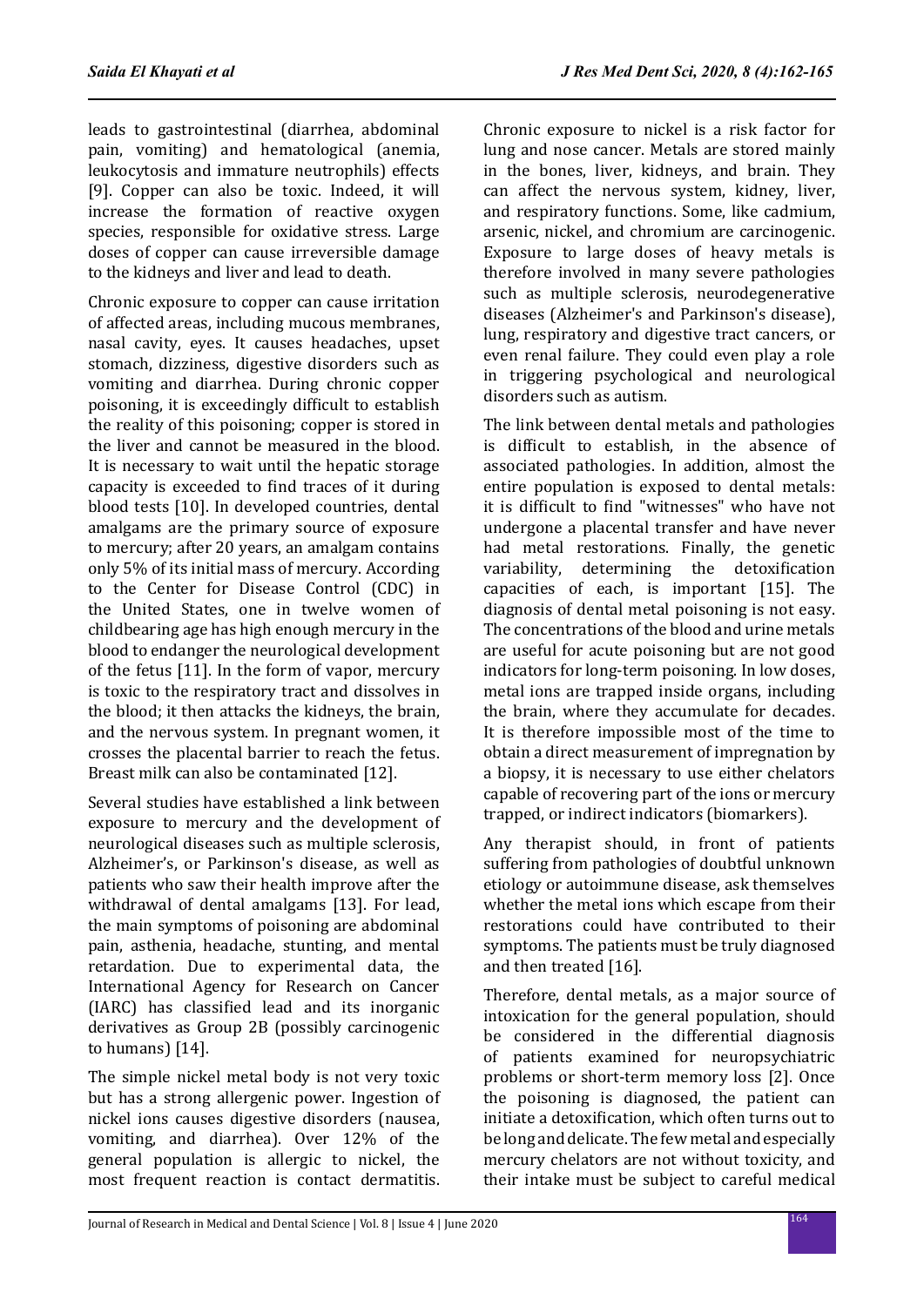leads to gastrointestinal (diarrhea, abdominal pain, vomiting) and hematological (anemia, leukocytosis and immature neutrophils) effects [9]. Copper can also be toxic. Indeed, it will increase the formation of reactive oxygen species, responsible for oxidative stress. Large doses of copper can cause irreversible damage to the kidneys and liver and lead to death.

Chronic exposure to copper can cause irritation of affected areas, including mucous membranes, nasal cavity, eyes. It causes headaches, upset stomach, dizziness, digestive disorders such as vomiting and diarrhea. During chronic copper poisoning, it is exceedingly difficult to establish the reality of this poisoning; copper is stored in the liver and cannot be measured in the blood. It is necessary to wait until the hepatic storage capacity is exceeded to find traces of it during blood tests [10]. In developed countries, dental amalgams are the primary source of exposure to mercury; after 20 years, an amalgam contains only 5% of its initial mass of mercury. According to the Center for Disease Control (CDC) in the United States, one in twelve women of childbearing age has high enough mercury in the blood to endanger the neurological development of the fetus [11]. In the form of vapor, mercury is toxic to the respiratory tract and dissolves in the blood; it then attacks the kidneys, the brain, and the nervous system. In pregnant women, it crosses the placental barrier to reach the fetus. Breast milk can also be contaminated [12].

Several studies have established a link between exposure to mercury and the development of neurological diseases such as multiple sclerosis, Alzheimer's, or Parkinson's disease, as well as patients who saw their health improve after the withdrawal of dental amalgams [13]. For lead, the main symptoms of poisoning are abdominal pain, asthenia, headache, stunting, and mental retardation. Due to experimental data, the International Agency for Research on Cancer (IARC) has classified lead and its inorganic derivatives as Group 2B (possibly carcinogenic to humans) [14].

The simple nickel metal body is not very toxic but has a strong allergenic power. Ingestion of nickel ions causes digestive disorders (nausea, vomiting, and diarrhea). Over 12% of the general population is allergic to nickel, the most frequent reaction is contact dermatitis. Chronic exposure to nickel is a risk factor for lung and nose cancer. Metals are stored mainly in the bones, liver, kidneys, and brain. They can affect the nervous system, kidney, liver, and respiratory functions. Some, like cadmium, arsenic, nickel, and chromium are carcinogenic. Exposure to large doses of heavy metals is therefore involved in many severe pathologies such as multiple sclerosis, neurodegenerative diseases (Alzheimer's and Parkinson's disease), lung, respiratory and digestive tract cancers, or even renal failure. They could even play a role in triggering psychological and neurological disorders such as autism.

The link between dental metals and pathologies is difficult to establish, in the absence of associated pathologies. In addition, almost the entire population is exposed to dental metals: it is difficult to find "witnesses" who have not undergone a placental transfer and have never had metal restorations. Finally, the genetic variability, determining the detoxification capacities of each, is important [15]. The diagnosis of dental metal poisoning is not easy. The concentrations of the blood and urine metals are useful for acute poisoning but are not good indicators for long-term poisoning. In low doses, metal ions are trapped inside organs, including the brain, where they accumulate for decades. It is therefore impossible most of the time to obtain a direct measurement of impregnation by a biopsy, it is necessary to use either chelators capable of recovering part of the ions or mercury trapped, or indirect indicators (biomarkers).

Any therapist should, in front of patients suffering from pathologies of doubtful unknown etiology or autoimmune disease, ask themselves whether the metal ions which escape from their restorations could have contributed to their symptoms. The patients must be truly diagnosed and then treated [16].

Therefore, dental metals, as a major source of intoxication for the general population, should be considered in the differential diagnosis of patients examined for neuropsychiatric problems or short-term memory loss [2]. Once the poisoning is diagnosed, the patient can initiate a detoxification, which often turns out to be long and delicate. The few metal and especially mercury chelators are not without toxicity, and their intake must be subject to careful medical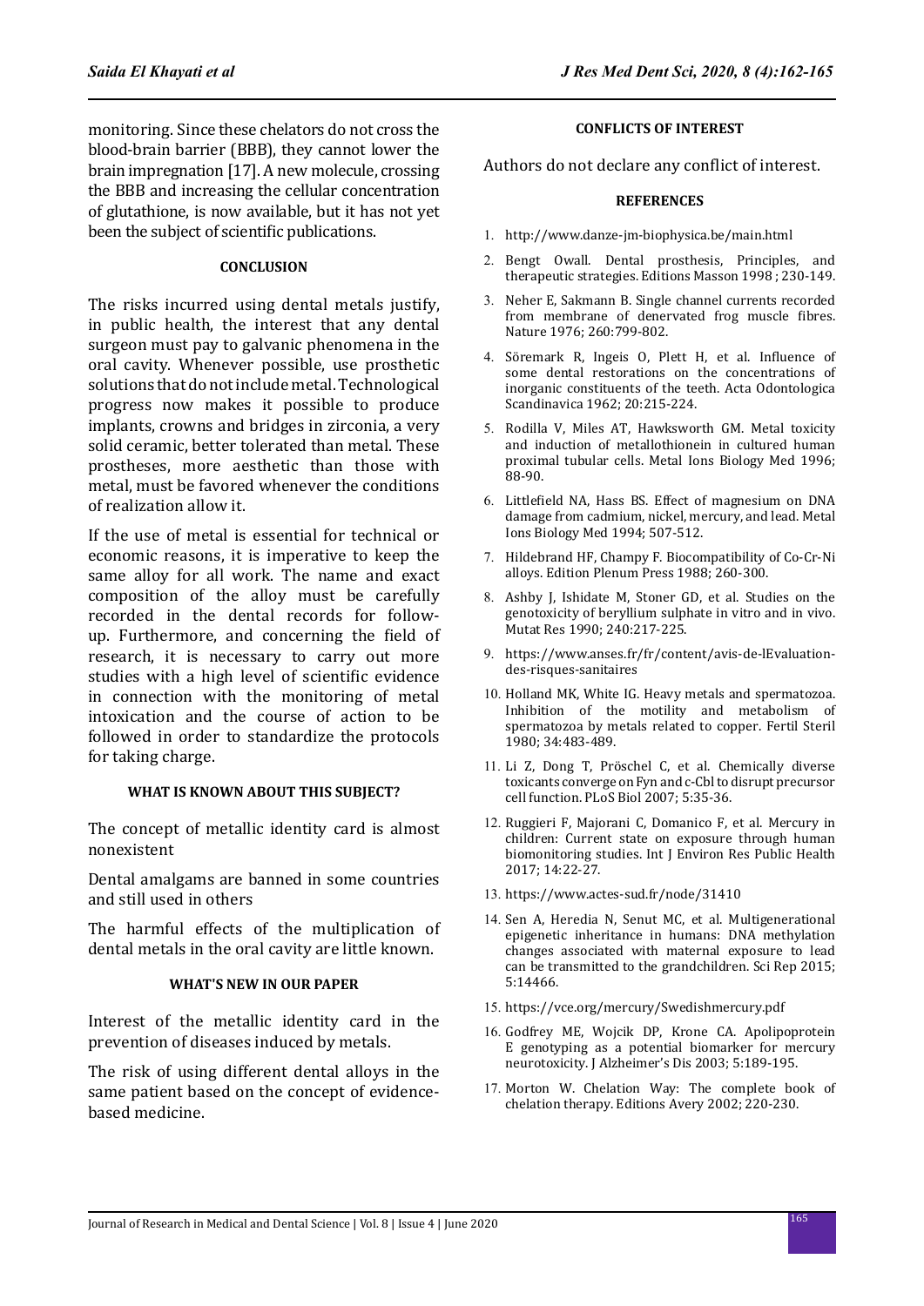monitoring. Since these chelators do not cross the blood-brain barrier (BBB), they cannot lower the brain impregnation [17]. A new molecule, crossing the BBB and increasing the cellular concentration of glutathione, is now available, but it has not yet been the subject of scientific publications.

## CONCLUSION

The risks incurred using dental metals justify, in public health, the interest that any dental surgeon must pay to galvanic phenomena in the oral cavity. Whenever possible, use prosthetic solutions that do not include metal. Technological progress now makes it possible to produce implants, crowns and bridges in zirconia, a very solid ceramic, better tolerated than metal. These prostheses, more aesthetic than those with metal, must be favored whenever the conditions of realization allow it.

If the use of metal is essential for technical or economic reasons, it is imperative to keep the same alloy for all work. The name and exact composition of the alloy must be carefully recorded in the dental records for follow-up. Furthermore, and concerning the field of research, it is necessary to carry out more studies with a high level of scientific evidence in connection with the monitoring of metal intoxication and the course of action to be followed in order to standardize the protocols for taking charge.

## WHAT IS KNOWN ABOUT THIS SUBJECT?

The concept of metallic identity card is almost nonexistent

Dental amalgams are banned in some countries and still used in others

The harmful effects of the multiplication of dental metals in the oral cavity are little known.

## WHAT'S NEW IN OUR PAPER

Interest of the metallic identity card in the prevention of diseases induced by metals.

The risk of using different dental alloys in the same patient based on the concept of evidence-based medicine.

## CONFLICTS OF INTEREST

Authors do not declare any conflict of interest.

## REFERENCES

1. http://www.danze-jm-biophysica.be/main.html
2. Bengt Owall. Dental prosthesis, Principles, and therapeutic strategies. Editions Masson 1998 ; 230-149.
3. Neher E, Sakmann B. Single channel currents recorded from membrane of denervated frog muscle fibres. Nature 1976; 260:799-802.
4. Söremark R, Ingeis O, Plett H, et al. Influence of some dental restorations on the concentrations of inorganic constituents of the teeth. Acta Odontologica Scandinavica 1962; 20:215-224.
5. Rodilla V, Miles AT, Hawksworth GM. Metal toxicity and induction of metallothionein in cultured human proximal tubular cells. Metal Ions Biology Med 1996; 88-90.
6. Littlefield NA, Hass BS. Effect of magnesium on DNA damage from cadmium, nickel, mercury, and lead. Metal Ions Biology Med 1994; 507-512.
7. Hildebrand HF, Champy F. Biocompatibility of Co-Cr-Ni alloys. Edition Plenum Press 1988; 260-300.
8. Ashby J, Ishidate M, Stoner GD, et al. Studies on the genotoxicity of beryllium sulphate in vitro and in vivo. Mutat Res 1990; 240:217-225.
9. https://www.anses.fr/fr/content/avis-de-lEvaluation-des-risques-sanitaires
10. Holland MK, White IG. Heavy metals and spermatozoa. Inhibition of the motility and metabolism of spermatozoa by metals related to copper. Fertil Steril 1980; 34:483-489.
11. Li Z, Dong T, Pröschel C, et al. Chemically diverse toxicants converge on Fyn and c-Cbl to disrupt precursor cell function. PLoS Biol 2007; 5:35-36.
12. Ruggieri F, Majorani C, Domanico F, et al. Mercury in children: Current state on exposure through human biomonitoring studies. Int J Environ Res Public Health 2017; 14:22-27.
13. https://www.actes-sud.fr/node/31410
14. Sen A, Heredia N, Senut MC, et al. Multigenerational epigenetic inheritance in humans: DNA methylation changes associated with maternal exposure to lead can be transmitted to the grandchildren. Sci Rep 2015; 5:14466.
15. https://vce.org/mercury/Swedishmercury.pdf
16. Godfrey ME, Wojcik DP, Krone CA. Apolipoprotein E genotyping as a potential biomarker for mercury neurotoxicity. J Alzheimer's Dis 2003; 5:189-195.
17. Morton W. Chelation Way: The complete book of chelation therapy. Editions Avery 2002; 220-230.